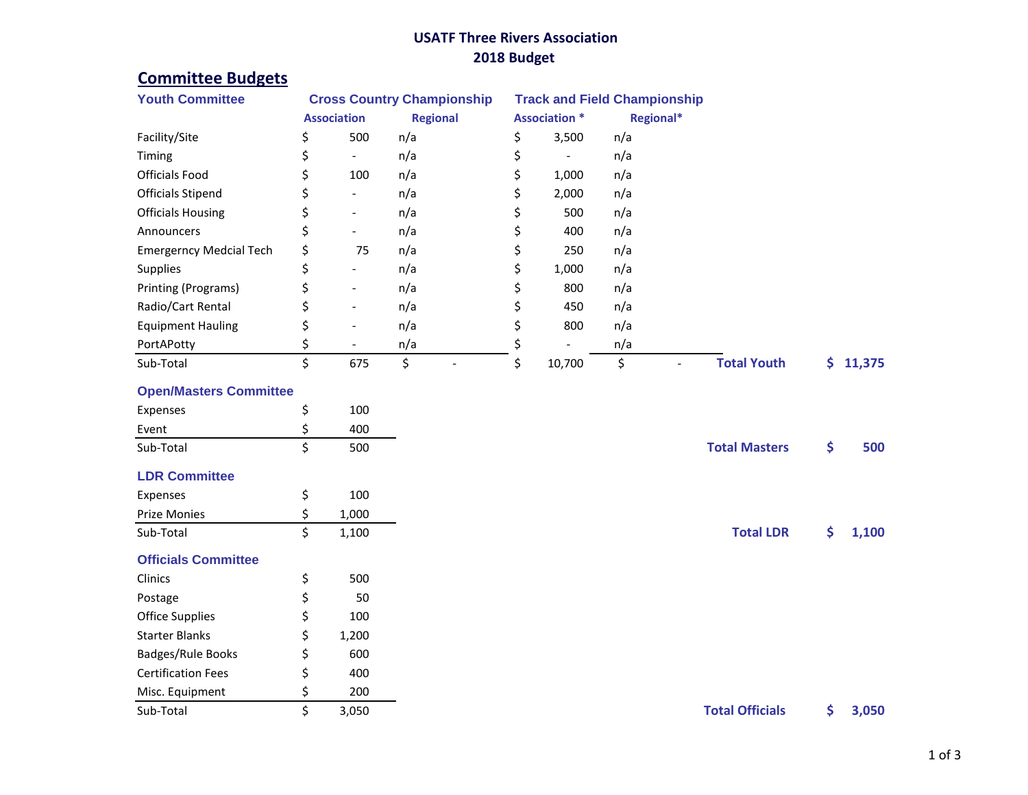# USATF Three Rivers Association
## 2018 Budget

## Committee Budgets

### Youth Committee

| | Cross Country Championship | | Track and Field Championship | | | |
|---|---|---|---|---|---|---|
| | Association | Regional | Association * | Regional* | | |
| Facility/Site | $ 500 | n/a | $ 3,500 | n/a | | |
| Timing | $ - | n/a | $ - | n/a | | |
| Officials Food | $ 100 | n/a | $ 1,000 | n/a | | |
| Officials Stipend | $ - | n/a | $ 2,000 | n/a | | |
| Officials Housing | $ - | n/a | $ 500 | n/a | | |
| Announcers | $ - | n/a | $ 400 | n/a | | |
| Emergerncy Medcial Tech | $ 75 | n/a | $ 250 | n/a | | |
| Supplies | $ - | n/a | $ 1,000 | n/a | | |
| Printing (Programs) | $ - | n/a | $ 800 | n/a | | |
| Radio/Cart Rental | $ - | n/a | $ 450 | n/a | | |
| Equipment Hauling | $ - | n/a | $ 800 | n/a | | |
| PortAPotty | $ - | n/a | $ - | n/a | | |
| Sub-Total | $ 675 | $ - | $ 10,700 | $ - | **Total Youth** | **$ 11,375** |

### Open/Masters Committee

| | | | |
|---|---|---|---|
| Expenses | $ 100 | | |
| Event | $ 400 | | |
| Sub-Total | $ 500 | **Total Masters** | **$ 500** |

### LDR Committee

| | | | |
|---|---|---|---|
| Expenses | $ 100 | | |
| Prize Monies | $ 1,000 | | |
| Sub-Total | $ 1,100 | **Total LDR** | **$ 1,100** |

### Officials Committee

| | | | |
|---|---|---|---|
| Clinics | $ 500 | | |
| Postage | $ 50 | | |
| Office Supplies | $ 100 | | |
| Starter Blanks | $ 1,200 | | |
| Badges/Rule Books | $ 600 | | |
| Certification Fees | $ 400 | | |
| Misc. Equipment | $ 200 | | |
| Sub-Total | $ 3,050 | **Total Officials** | **$ 3,050** |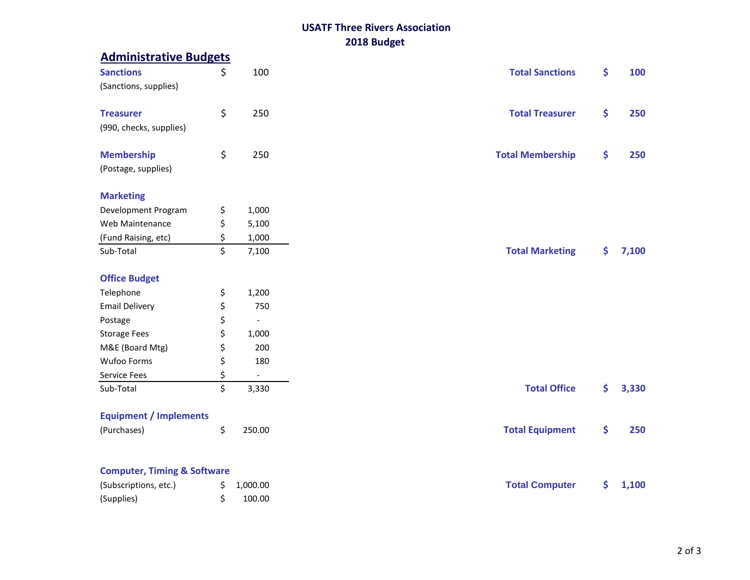# USATF Three Rivers Association
## 2018 Budget

## Administrative Budgets

| Item | | Amount | Total | | Amount |
|---|---|---|---|---|---|
| **Sanctions** | $ | 100 | **Total Sanctions** | **$** | **100** |
| (Sanctions, supplies) | | | | | |
| **Treasurer** | $ | 250 | **Total Treasurer** | **$** | **250** |
| (990, checks, supplies) | | | | | |
| **Membership** | $ | 250 | **Total Membership** | **$** | **250** |
| (Postage, supplies) | | | | | |
| **Marketing** | | | | | |
| Development Program | $ | 1,000 | | | |
| Web Maintenance | $ | 5,100 | | | |
| (Fund Raising, etc) | $ | 1,000 | | | |
| Sub-Total | $ | 7,100 | **Total Marketing** | **$** | **7,100** |
| **Office Budget** | | | | | |
| Telephone | $ | 1,200 | | | |
| Email Delivery | $ | 750 | | | |
| Postage | $ | - | | | |
| Storage Fees | $ | 1,000 | | | |
| M&E (Board Mtg) | $ | 200 | | | |
| Wufoo Forms | $ | 180 | | | |
| Service Fees | $ | - | | | |
| Sub-Total | $ | 3,330 | **Total Office** | **$** | **3,330** |
| **Equipment / Implements** | | | | | |
| (Purchases) | $ | 250.00 | **Total Equipment** | **$** | **250** |
| **Computer, Timing & Software** | | | | | |
| (Subscriptions, etc.) | $ | 1,000.00 | **Total Computer** | **$** | **1,100** |
| (Supplies) | $ | 100.00 | | | |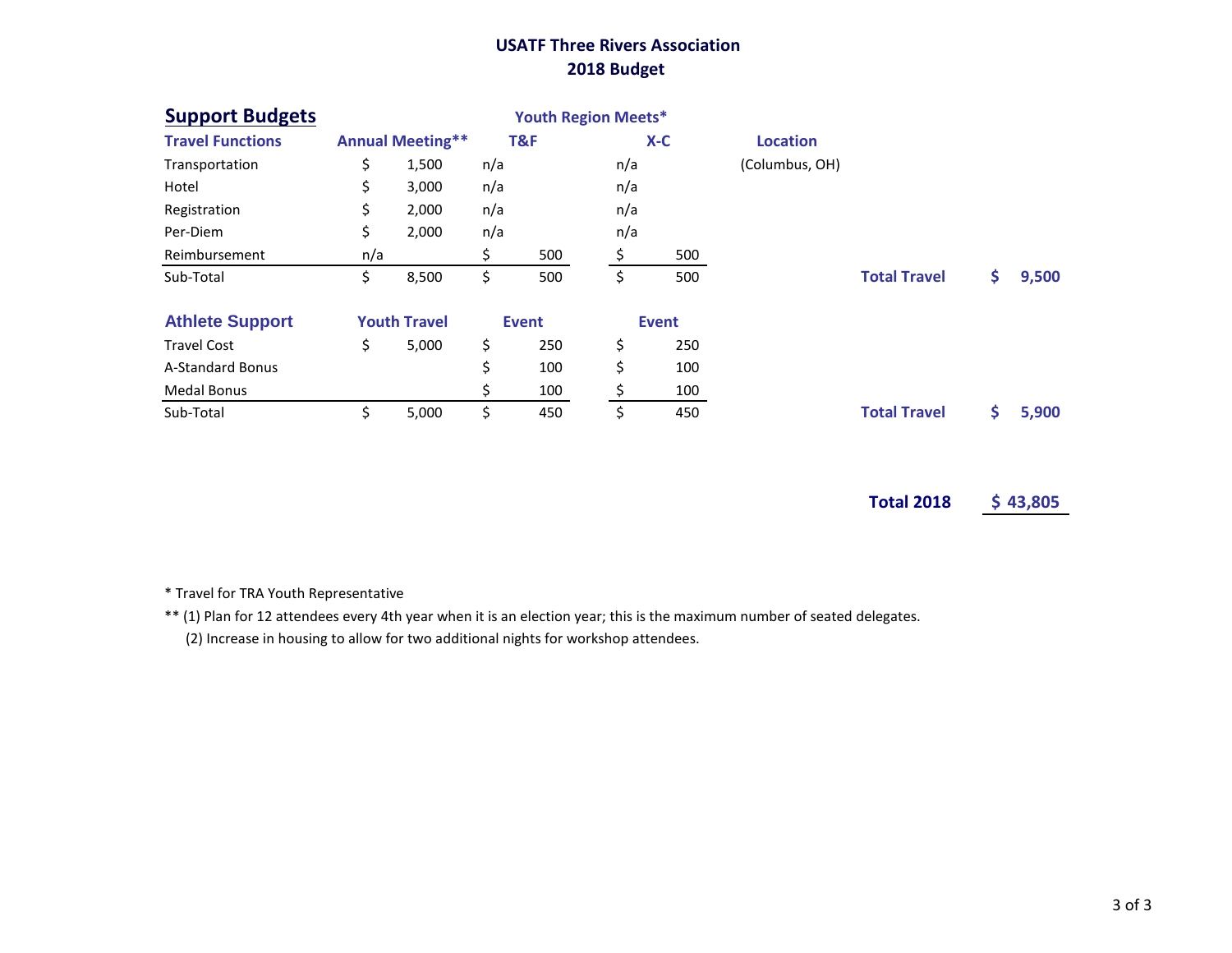# USATF Three Rivers Association
## 2018 Budget

## Support Budgets

| Travel Functions | Annual Meeting** | Youth Region Meets* T&F | Youth Region Meets* X-C | Location | | |
|---|---|---|---|---|---|---|
| Transportation | $ 1,500 | n/a | n/a | (Columbus, OH) | | |
| Hotel | $ 3,000 | n/a | n/a | | | |
| Registration | $ 2,000 | n/a | n/a | | | |
| Per-Diem | $ 2,000 | n/a | n/a | | | |
| Reimbursement | n/a | $ 500 | $ 500 | | | |
| Sub-Total | $ 8,500 | $ 500 | $ 500 | | **Total Travel** | **$ 9,500** |

| Athlete Support | Youth Travel | Event | Event | | |
|---|---|---|---|---|---|
| Travel Cost | $ 5,000 | $ 250 | $ 250 | | |
| A-Standard Bonus | | $ 100 | $ 100 | | |
| Medal Bonus | | $ 100 | $ 100 | | |
| Sub-Total | $ 5,000 | $ 450 | $ 450 | **Total Travel** | **$ 5,900** |

**Total 2018** **$ 43,805**

* Travel for TRA Youth Representative

** (1) Plan for 12 attendees every 4th year when it is an election year; this is the maximum number of seated delegates.
   (2) Increase in housing to allow for two additional nights for workshop attendees.